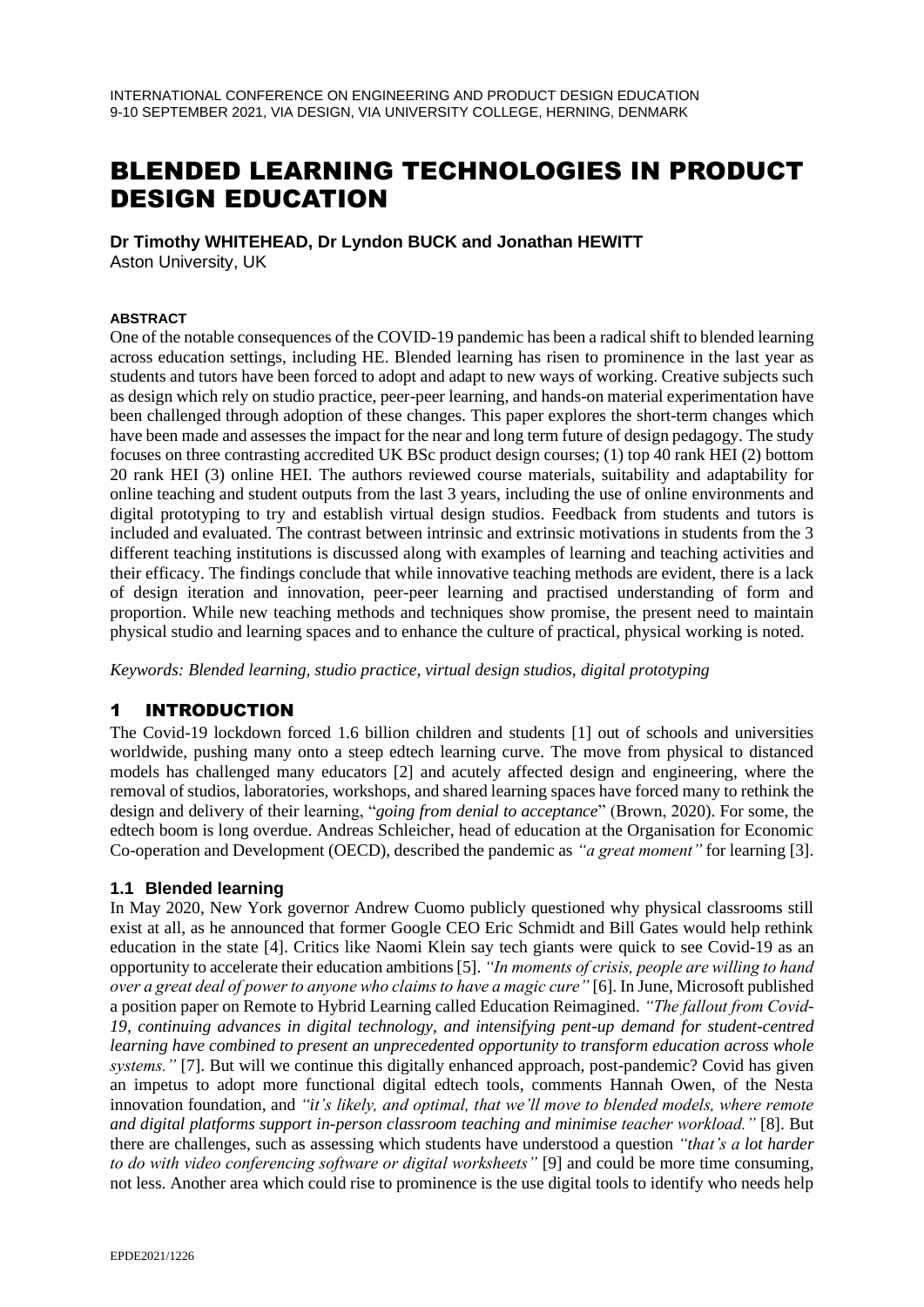# BLENDED LEARNING TECHNOLOGIES IN PRODUCT DESIGN EDUCATION

**Dr Timothy WHITEHEAD, Dr Lyndon BUCK and Jonathan HEWITT**
Aston University, UK

#### ABSTRACT

One of the notable consequences of the COVID-19 pandemic has been a radical shift to blended learning across education settings, including HE. Blended learning has risen to prominence in the last year as students and tutors have been forced to adopt and adapt to new ways of working. Creative subjects such as design which rely on studio practice, peer-peer learning, and hands-on material experimentation have been challenged through adoption of these changes. This paper explores the short-term changes which have been made and assesses the impact for the near and long term future of design pedagogy. The study focuses on three contrasting accredited UK BSc product design courses; (1) top 40 rank HEI (2) bottom 20 rank HEI (3) online HEI. The authors reviewed course materials, suitability and adaptability for online teaching and student outputs from the last 3 years, including the use of online environments and digital prototyping to try and establish virtual design studios. Feedback from students and tutors is included and evaluated. The contrast between intrinsic and extrinsic motivations in students from the 3 different teaching institutions is discussed along with examples of learning and teaching activities and their efficacy. The findings conclude that while innovative teaching methods are evident, there is a lack of design iteration and innovation, peer-peer learning and practised understanding of form and proportion. While new teaching methods and techniques show promise, the present need to maintain physical studio and learning spaces and to enhance the culture of practical, physical working is noted.

*Keywords: Blended learning, studio practice, virtual design studios, digital prototyping*

## 1 INTRODUCTION

The Covid-19 lockdown forced 1.6 billion children and students [1] out of schools and universities worldwide, pushing many onto a steep edtech learning curve. The move from physical to distanced models has challenged many educators [2] and acutely affected design and engineering, where the removal of studios, laboratories, workshops, and shared learning spaces have forced many to rethink the design and delivery of their learning, "*going from denial to acceptance*" (Brown, 2020). For some, the edtech boom is long overdue. Andreas Schleicher, head of education at the Organisation for Economic Co-operation and Development (OECD), described the pandemic as *"a great moment"* for learning [3].

### 1.1 Blended learning

In May 2020, New York governor Andrew Cuomo publicly questioned why physical classrooms still exist at all, as he announced that former Google CEO Eric Schmidt and Bill Gates would help rethink education in the state [4]. Critics like Naomi Klein say tech giants were quick to see Covid-19 as an opportunity to accelerate their education ambitions [5]. *"In moments of crisis, people are willing to hand over a great deal of power to anyone who claims to have a magic cure"* [6]. In June, Microsoft published a position paper on Remote to Hybrid Learning called Education Reimagined. *"The fallout from Covid-19, continuing advances in digital technology, and intensifying pent-up demand for student-centred learning have combined to present an unprecedented opportunity to transform education across whole systems."* [7]. But will we continue this digitally enhanced approach, post-pandemic? Covid has given an impetus to adopt more functional digital edtech tools, comments Hannah Owen, of the Nesta innovation foundation, and *"it's likely, and optimal, that we'll move to blended models, where remote and digital platforms support in-person classroom teaching and minimise teacher workload."* [8]. But there are challenges, such as assessing which students have understood a question *"that's a lot harder to do with video conferencing software or digital worksheets"* [9] and could be more time consuming, not less. Another area which could rise to prominence is the use digital tools to identify who needs help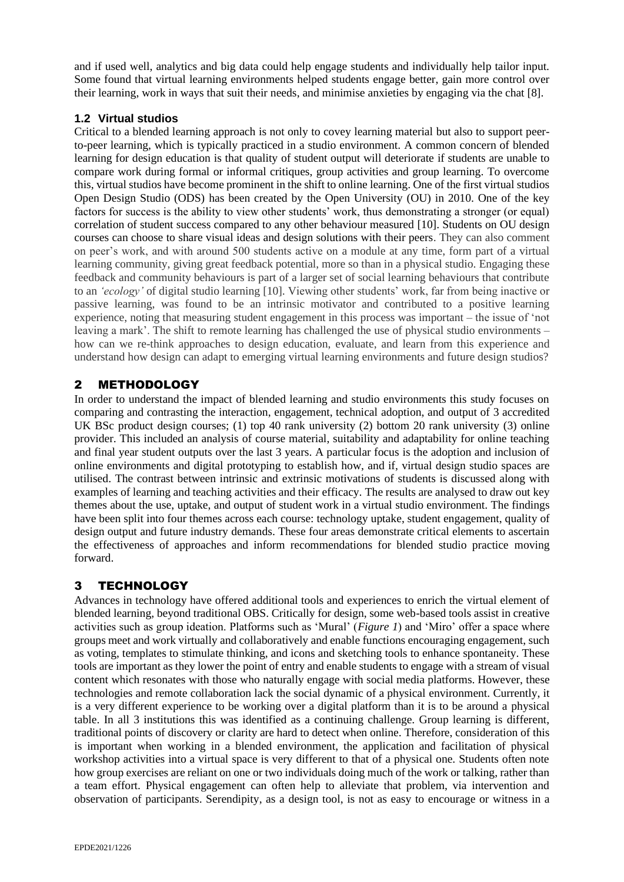and if used well, analytics and big data could help engage students and individually help tailor input. Some found that virtual learning environments helped students engage better, gain more control over their learning, work in ways that suit their needs, and minimise anxieties by engaging via the chat [8].

### 1.2 Virtual studios

Critical to a blended learning approach is not only to covey learning material but also to support peer-to-peer learning, which is typically practiced in a studio environment. A common concern of blended learning for design education is that quality of student output will deteriorate if students are unable to compare work during formal or informal critiques, group activities and group learning. To overcome this, virtual studios have become prominent in the shift to online learning. One of the first virtual studios Open Design Studio (ODS) has been created by the Open University (OU) in 2010. One of the key factors for success is the ability to view other students' work, thus demonstrating a stronger (or equal) correlation of student success compared to any other behaviour measured [10]. Students on OU design courses can choose to share visual ideas and design solutions with their peers. They can also comment on peer's work, and with around 500 students active on a module at any time, form part of a virtual learning community, giving great feedback potential, more so than in a physical studio. Engaging these feedback and community behaviours is part of a larger set of social learning behaviours that contribute to an *'ecology'* of digital studio learning [10]. Viewing other students' work, far from being inactive or passive learning, was found to be an intrinsic motivator and contributed to a positive learning experience, noting that measuring student engagement in this process was important – the issue of 'not leaving a mark'. The shift to remote learning has challenged the use of physical studio environments – how can we re-think approaches to design education, evaluate, and learn from this experience and understand how design can adapt to emerging virtual learning environments and future design studios?

## 2 METHODOLOGY

In order to understand the impact of blended learning and studio environments this study focuses on comparing and contrasting the interaction, engagement, technical adoption, and output of 3 accredited UK BSc product design courses; (1) top 40 rank university (2) bottom 20 rank university (3) online provider. This included an analysis of course material, suitability and adaptability for online teaching and final year student outputs over the last 3 years. A particular focus is the adoption and inclusion of online environments and digital prototyping to establish how, and if, virtual design studio spaces are utilised. The contrast between intrinsic and extrinsic motivations of students is discussed along with examples of learning and teaching activities and their efficacy. The results are analysed to draw out key themes about the use, uptake, and output of student work in a virtual studio environment. The findings have been split into four themes across each course: technology uptake, student engagement, quality of design output and future industry demands. These four areas demonstrate critical elements to ascertain the effectiveness of approaches and inform recommendations for blended studio practice moving forward.

## 3 TECHNOLOGY

Advances in technology have offered additional tools and experiences to enrich the virtual element of blended learning, beyond traditional OBS. Critically for design, some web-based tools assist in creative activities such as group ideation. Platforms such as 'Mural' (*Figure 1*) and 'Miro' offer a space where groups meet and work virtually and collaboratively and enable functions encouraging engagement, such as voting, templates to stimulate thinking, and icons and sketching tools to enhance spontaneity. These tools are important as they lower the point of entry and enable students to engage with a stream of visual content which resonates with those who naturally engage with social media platforms. However, these technologies and remote collaboration lack the social dynamic of a physical environment. Currently, it is a very different experience to be working over a digital platform than it is to be around a physical table. In all 3 institutions this was identified as a continuing challenge. Group learning is different, traditional points of discovery or clarity are hard to detect when online. Therefore, consideration of this is important when working in a blended environment, the application and facilitation of physical workshop activities into a virtual space is very different to that of a physical one. Students often note how group exercises are reliant on one or two individuals doing much of the work or talking, rather than a team effort. Physical engagement can often help to alleviate that problem, via intervention and observation of participants. Serendipity, as a design tool, is not as easy to encourage or witness in a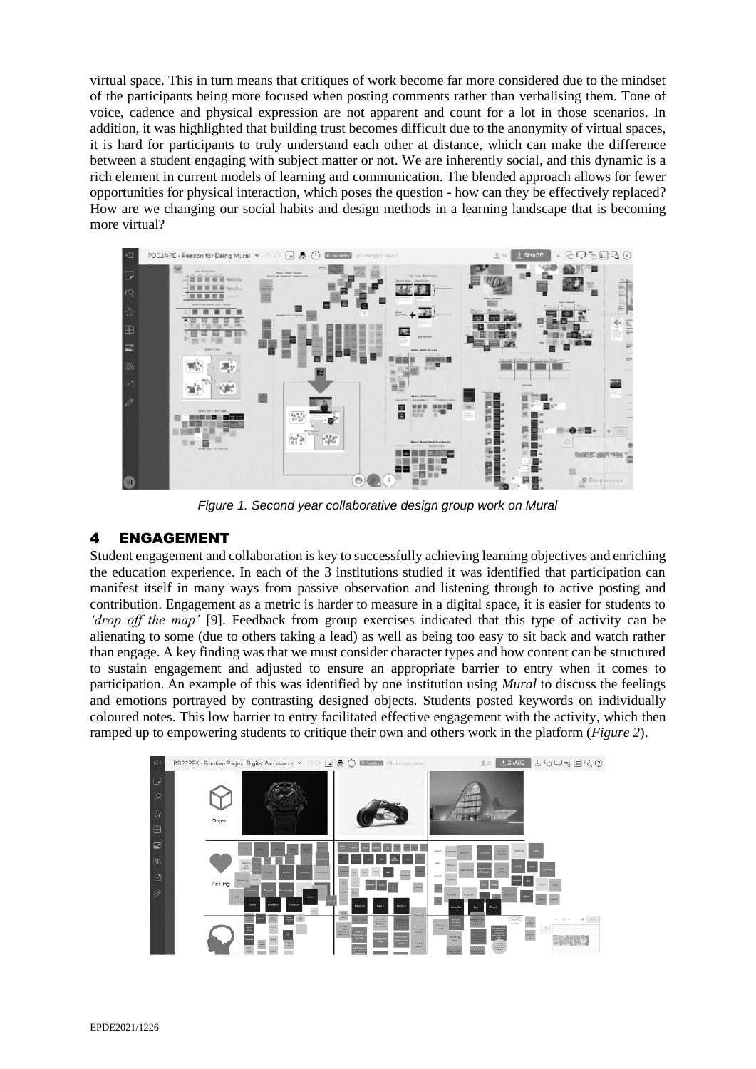virtual space. This in turn means that critiques of work become far more considered due to the mindset of the participants being more focused when posting comments rather than verbalising them. Tone of voice, cadence and physical expression are not apparent and count for a lot in those scenarios. In addition, it was highlighted that building trust becomes difficult due to the anonymity of virtual spaces, it is hard for participants to truly understand each other at distance, which can make the difference between a student engaging with subject matter or not. We are inherently social, and this dynamic is a rich element in current models of learning and communication. The blended approach allows for fewer opportunities for physical interaction, which poses the question - how can they be effectively replaced? How are we changing our social habits and design methods in a learning landscape that is becoming more virtual?

*Figure 1. Second year collaborative design group work on Mural*

## 4 ENGAGEMENT

Student engagement and collaboration is key to successfully achieving learning objectives and enriching the education experience. In each of the 3 institutions studied it was identified that participation can manifest itself in many ways from passive observation and listening through to active posting and contribution. Engagement as a metric is harder to measure in a digital space, it is easier for students to *'drop off the map'* [9]. Feedback from group exercises indicated that this type of activity can be alienating to some (due to others taking a lead) as well as being too easy to sit back and watch rather than engage. A key finding was that we must consider character types and how content can be structured to sustain engagement and adjusted to ensure an appropriate barrier to entry when it comes to participation. An example of this was identified by one institution using *Mural* to discuss the feelings and emotions portrayed by contrasting designed objects. Students posted keywords on individually coloured notes. This low barrier to entry facilitated effective engagement with the activity, which then ramped up to empowering students to critique their own and others work in the platform (*Figure 2*).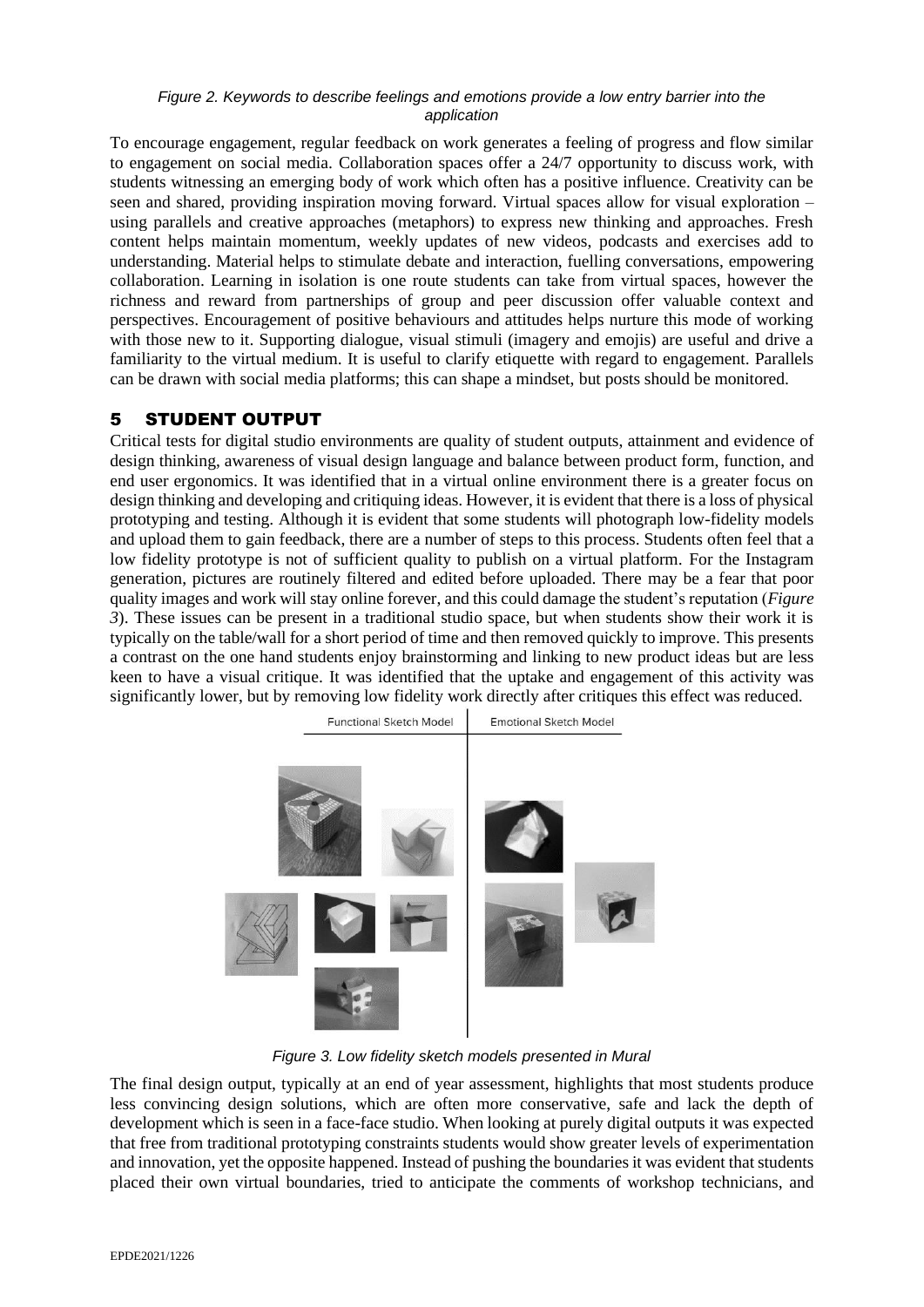*Figure 2. Keywords to describe feelings and emotions provide a low entry barrier into the application*

To encourage engagement, regular feedback on work generates a feeling of progress and flow similar to engagement on social media. Collaboration spaces offer a 24/7 opportunity to discuss work, with students witnessing an emerging body of work which often has a positive influence. Creativity can be seen and shared, providing inspiration moving forward. Virtual spaces allow for visual exploration – using parallels and creative approaches (metaphors) to express new thinking and approaches. Fresh content helps maintain momentum, weekly updates of new videos, podcasts and exercises add to understanding. Material helps to stimulate debate and interaction, fuelling conversations, empowering collaboration. Learning in isolation is one route students can take from virtual spaces, however the richness and reward from partnerships of group and peer discussion offer valuable context and perspectives. Encouragement of positive behaviours and attitudes helps nurture this mode of working with those new to it. Supporting dialogue, visual stimuli (imagery and emojis) are useful and drive a familiarity to the virtual medium. It is useful to clarify etiquette with regard to engagement. Parallels can be drawn with social media platforms; this can shape a mindset, but posts should be monitored.

## 5 STUDENT OUTPUT

Critical tests for digital studio environments are quality of student outputs, attainment and evidence of design thinking, awareness of visual design language and balance between product form, function, and end user ergonomics. It was identified that in a virtual online environment there is a greater focus on design thinking and developing and critiquing ideas. However, it is evident that there is a loss of physical prototyping and testing. Although it is evident that some students will photograph low-fidelity models and upload them to gain feedback, there are a number of steps to this process. Students often feel that a low fidelity prototype is not of sufficient quality to publish on a virtual platform. For the Instagram generation, pictures are routinely filtered and edited before uploaded. There may be a fear that poor quality images and work will stay online forever, and this could damage the student's reputation (*Figure 3*). These issues can be present in a traditional studio space, but when students show their work it is typically on the table/wall for a short period of time and then removed quickly to improve. This presents a contrast on the one hand students enjoy brainstorming and linking to new product ideas but are less keen to have a visual critique. It was identified that the uptake and engagement of this activity was significantly lower, but by removing low fidelity work directly after critiques this effect was reduced.

Functional Sketch Model

Emotional Sketch Model

*Figure 3. Low fidelity sketch models presented in Mural*

The final design output, typically at an end of year assessment, highlights that most students produce less convincing design solutions, which are often more conservative, safe and lack the depth of development which is seen in a face-face studio. When looking at purely digital outputs it was expected that free from traditional prototyping constraints students would show greater levels of experimentation and innovation, yet the opposite happened. Instead of pushing the boundaries it was evident that students placed their own virtual boundaries, tried to anticipate the comments of workshop technicians, and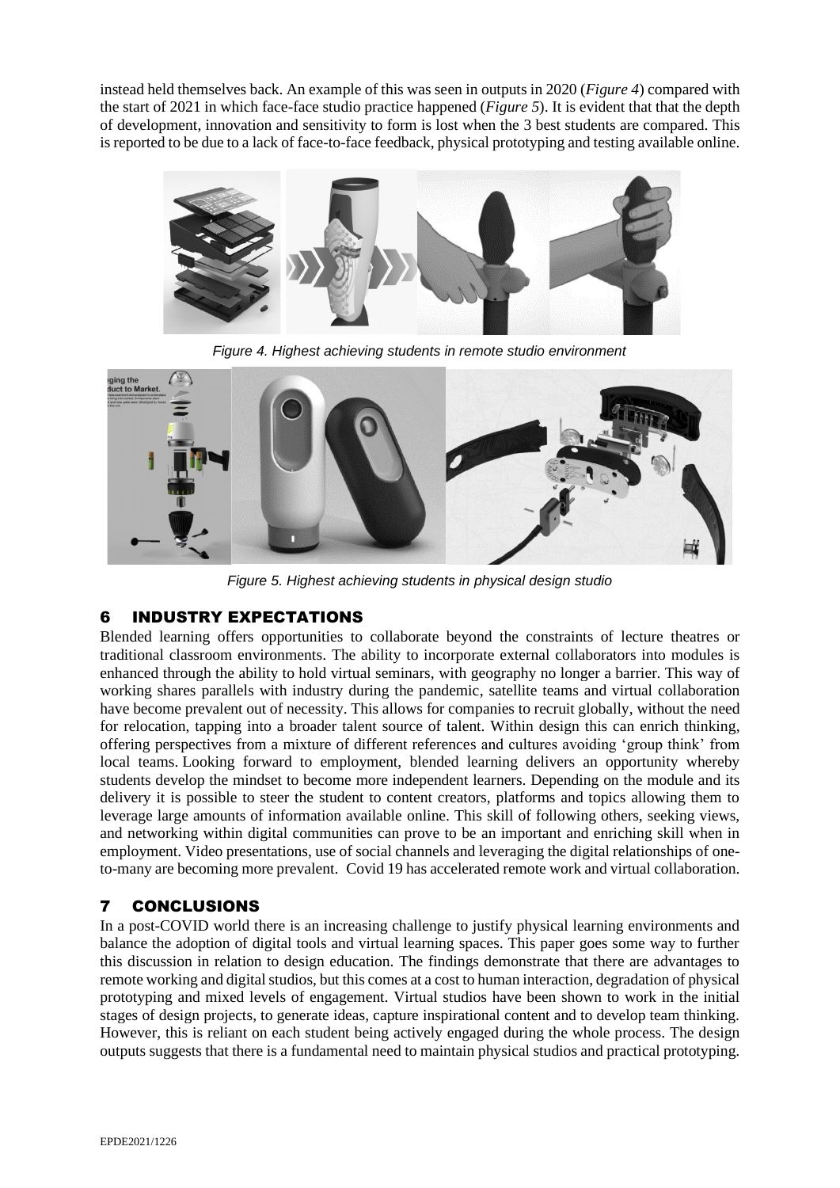instead held themselves back. An example of this was seen in outputs in 2020 (*Figure 4*) compared with the start of 2021 in which face-face studio practice happened (*Figure 5*). It is evident that that the depth of development, innovation and sensitivity to form is lost when the 3 best students are compared. This is reported to be due to a lack of face-to-face feedback, physical prototyping and testing available online.

*Figure 4. Highest achieving students in remote studio environment*

*Figure 5. Highest achieving students in physical design studio*

## 6 INDUSTRY EXPECTATIONS

Blended learning offers opportunities to collaborate beyond the constraints of lecture theatres or traditional classroom environments. The ability to incorporate external collaborators into modules is enhanced through the ability to hold virtual seminars, with geography no longer a barrier. This way of working shares parallels with industry during the pandemic, satellite teams and virtual collaboration have become prevalent out of necessity. This allows for companies to recruit globally, without the need for relocation, tapping into a broader talent source of talent. Within design this can enrich thinking, offering perspectives from a mixture of different references and cultures avoiding 'group think' from local teams. Looking forward to employment, blended learning delivers an opportunity whereby students develop the mindset to become more independent learners. Depending on the module and its delivery it is possible to steer the student to content creators, platforms and topics allowing them to leverage large amounts of information available online. This skill of following others, seeking views, and networking within digital communities can prove to be an important and enriching skill when in employment. Video presentations, use of social channels and leveraging the digital relationships of one-to-many are becoming more prevalent. Covid 19 has accelerated remote work and virtual collaboration.

## 7 CONCLUSIONS

In a post-COVID world there is an increasing challenge to justify physical learning environments and balance the adoption of digital tools and virtual learning spaces. This paper goes some way to further this discussion in relation to design education. The findings demonstrate that there are advantages to remote working and digital studios, but this comes at a cost to human interaction, degradation of physical prototyping and mixed levels of engagement. Virtual studios have been shown to work in the initial stages of design projects, to generate ideas, capture inspirational content and to develop team thinking. However, this is reliant on each student being actively engaged during the whole process. The design outputs suggests that there is a fundamental need to maintain physical studios and practical prototyping.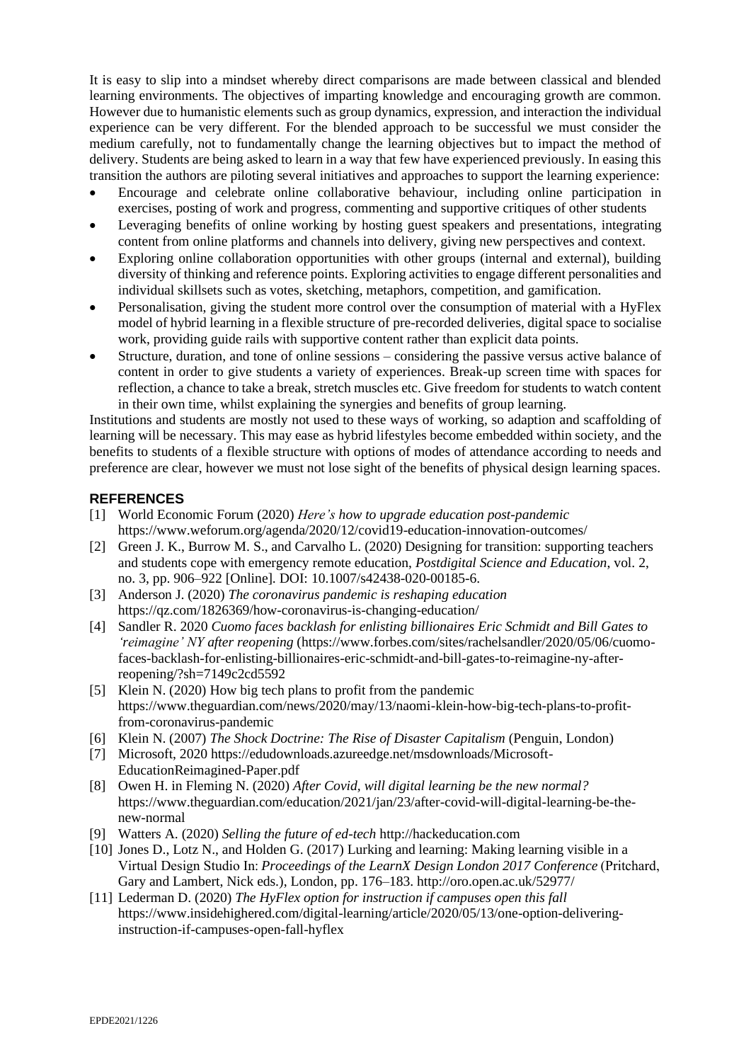It is easy to slip into a mindset whereby direct comparisons are made between classical and blended learning environments. The objectives of imparting knowledge and encouraging growth are common. However due to humanistic elements such as group dynamics, expression, and interaction the individual experience can be very different. For the blended approach to be successful we must consider the medium carefully, not to fundamentally change the learning objectives but to impact the method of delivery. Students are being asked to learn in a way that few have experienced previously. In easing this transition the authors are piloting several initiatives and approaches to support the learning experience:

- Encourage and celebrate online collaborative behaviour, including online participation in exercises, posting of work and progress, commenting and supportive critiques of other students
- Leveraging benefits of online working by hosting guest speakers and presentations, integrating content from online platforms and channels into delivery, giving new perspectives and context.
- Exploring online collaboration opportunities with other groups (internal and external), building diversity of thinking and reference points. Exploring activities to engage different personalities and individual skillsets such as votes, sketching, metaphors, competition, and gamification.
- Personalisation, giving the student more control over the consumption of material with a HyFlex model of hybrid learning in a flexible structure of pre-recorded deliveries, digital space to socialise work, providing guide rails with supportive content rather than explicit data points.
- Structure, duration, and tone of online sessions – considering the passive versus active balance of content in order to give students a variety of experiences. Break-up screen time with spaces for reflection, a chance to take a break, stretch muscles etc. Give freedom for students to watch content in their own time, whilst explaining the synergies and benefits of group learning.

Institutions and students are mostly not used to these ways of working, so adaption and scaffolding of learning will be necessary. This may ease as hybrid lifestyles become embedded within society, and the benefits to students of a flexible structure with options of modes of attendance according to needs and preference are clear, however we must not lose sight of the benefits of physical design learning spaces.

## REFERENCES

[1] World Economic Forum (2020) *Here's how to upgrade education post-pandemic* https://www.weforum.org/agenda/2020/12/covid19-education-innovation-outcomes/

[2] Green J. K., Burrow M. S., and Carvalho L. (2020) Designing for transition: supporting teachers and students cope with emergency remote education, *Postdigital Science and Education*, vol. 2, no. 3, pp. 906–922 [Online]. DOI: 10.1007/s42438-020-00185-6.

[3] Anderson J. (2020) *The coronavirus pandemic is reshaping education* https://qz.com/1826369/how-coronavirus-is-changing-education/

[4] Sandler R. 2020 *Cuomo faces backlash for enlisting billionaires Eric Schmidt and Bill Gates to 'reimagine' NY after reopening* (https://www.forbes.com/sites/rachelsandler/2020/05/06/cuomo-faces-backlash-for-enlisting-billionaires-eric-schmidt-and-bill-gates-to-reimagine-ny-after-reopening/?sh=7149c2cd5592

[5] Klein N. (2020) How big tech plans to profit from the pandemic https://www.theguardian.com/news/2020/may/13/naomi-klein-how-big-tech-plans-to-profit-from-coronavirus-pandemic

[6] Klein N. (2007) *The Shock Doctrine: The Rise of Disaster Capitalism* (Penguin, London)

[7] Microsoft, 2020 https://edudownloads.azureedge.net/msdownloads/Microsoft-EducationReimagined-Paper.pdf

[8] Owen H. in Fleming N. (2020) *After Covid, will digital learning be the new normal?* https://www.theguardian.com/education/2021/jan/23/after-covid-will-digital-learning-be-the-new-normal

[9] Watters A. (2020) *Selling the future of ed-tech* http://hackeducation.com

[10] Jones D., Lotz N., and Holden G. (2017) Lurking and learning: Making learning visible in a Virtual Design Studio In: *Proceedings of the LearnX Design London 2017 Conference* (Pritchard, Gary and Lambert, Nick eds.), London, pp. 176–183. http://oro.open.ac.uk/52977/

[11] Lederman D. (2020) *The HyFlex option for instruction if campuses open this fall* https://www.insidehighered.com/digital-learning/article/2020/05/13/one-option-delivering-instruction-if-campuses-open-fall-hyflex